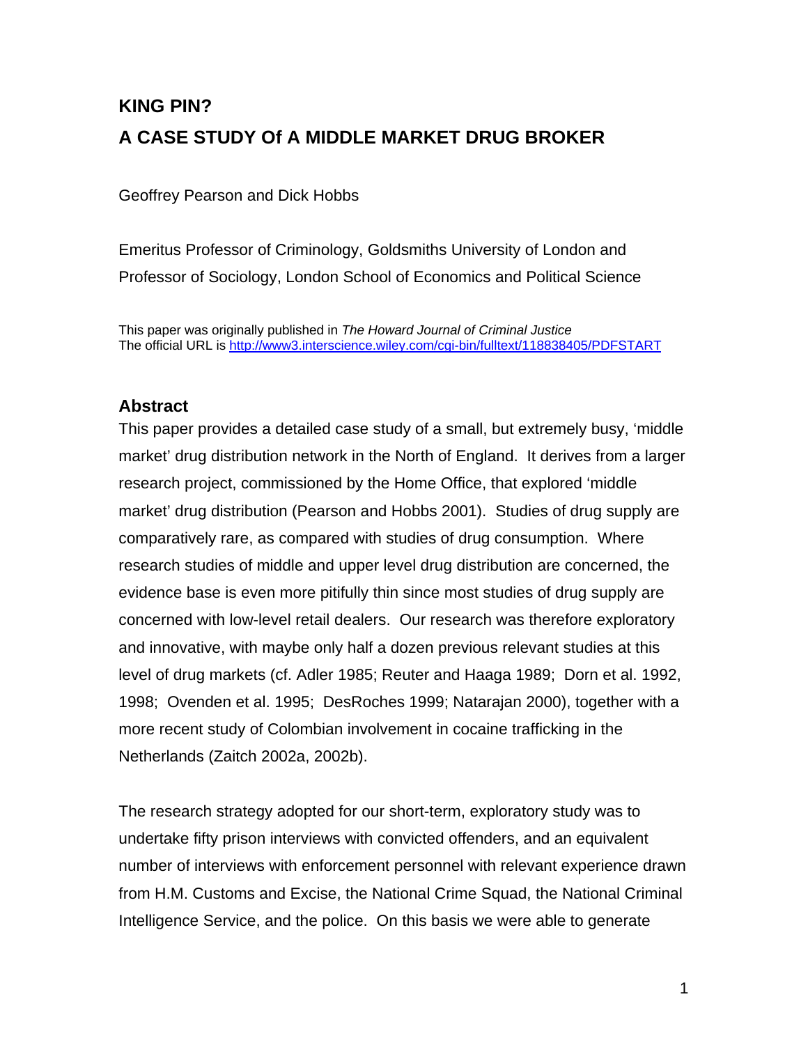# KING PIN?
# A CASE STUDY Of A MIDDLE MARKET DRUG BROKER

Geoffrey Pearson and Dick Hobbs

Emeritus Professor of Criminology, Goldsmiths University of London and Professor of Sociology, London School of Economics and Political Science

This paper was originally published in *The Howard Journal of Criminal Justice*
The official URL is http://www3.interscience.wiley.com/cgi-bin/fulltext/118838405/PDFSTART

## Abstract

This paper provides a detailed case study of a small, but extremely busy, 'middle market' drug distribution network in the North of England. It derives from a larger research project, commissioned by the Home Office, that explored 'middle market' drug distribution (Pearson and Hobbs 2001). Studies of drug supply are comparatively rare, as compared with studies of drug consumption. Where research studies of middle and upper level drug distribution are concerned, the evidence base is even more pitifully thin since most studies of drug supply are concerned with low-level retail dealers. Our research was therefore exploratory and innovative, with maybe only half a dozen previous relevant studies at this level of drug markets (cf. Adler 1985; Reuter and Haaga 1989; Dorn et al. 1992, 1998; Ovenden et al. 1995; DesRoches 1999; Natarajan 2000), together with a more recent study of Colombian involvement in cocaine trafficking in the Netherlands (Zaitch 2002a, 2002b).

The research strategy adopted for our short-term, exploratory study was to undertake fifty prison interviews with convicted offenders, and an equivalent number of interviews with enforcement personnel with relevant experience drawn from H.M. Customs and Excise, the National Crime Squad, the National Criminal Intelligence Service, and the police. On this basis we were able to generate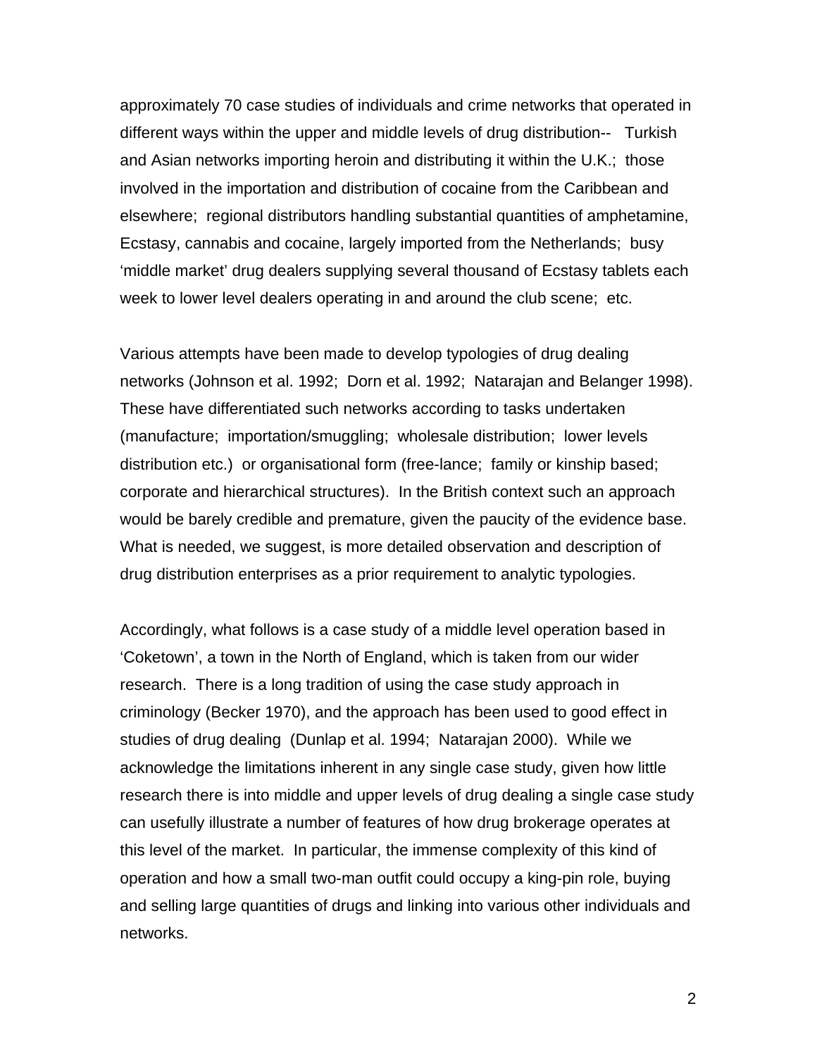approximately 70 case studies of individuals and crime networks that operated in different ways within the upper and middle levels of drug distribution-- Turkish and Asian networks importing heroin and distributing it within the U.K.; those involved in the importation and distribution of cocaine from the Caribbean and elsewhere; regional distributors handling substantial quantities of amphetamine, Ecstasy, cannabis and cocaine, largely imported from the Netherlands; busy 'middle market' drug dealers supplying several thousand of Ecstasy tablets each week to lower level dealers operating in and around the club scene; etc.

Various attempts have been made to develop typologies of drug dealing networks (Johnson et al. 1992; Dorn et al. 1992; Natarajan and Belanger 1998). These have differentiated such networks according to tasks undertaken (manufacture; importation/smuggling; wholesale distribution; lower levels distribution etc.) or organisational form (free-lance; family or kinship based; corporate and hierarchical structures). In the British context such an approach would be barely credible and premature, given the paucity of the evidence base. What is needed, we suggest, is more detailed observation and description of drug distribution enterprises as a prior requirement to analytic typologies.

Accordingly, what follows is a case study of a middle level operation based in 'Coketown', a town in the North of England, which is taken from our wider research. There is a long tradition of using the case study approach in criminology (Becker 1970), and the approach has been used to good effect in studies of drug dealing (Dunlap et al. 1994; Natarajan 2000). While we acknowledge the limitations inherent in any single case study, given how little research there is into middle and upper levels of drug dealing a single case study can usefully illustrate a number of features of how drug brokerage operates at this level of the market. In particular, the immense complexity of this kind of operation and how a small two-man outfit could occupy a king-pin role, buying and selling large quantities of drugs and linking into various other individuals and networks.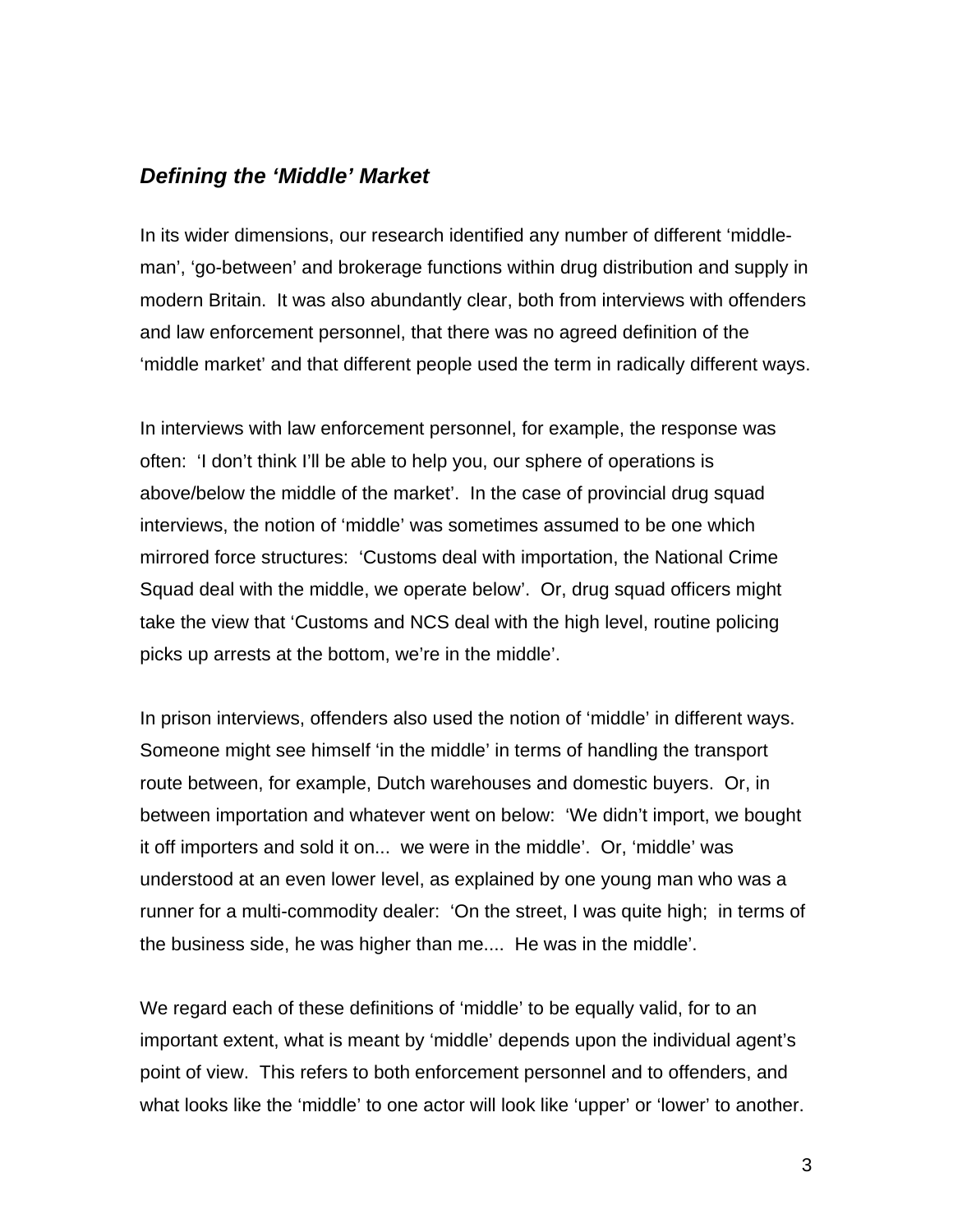### *Defining the 'Middle' Market*

In its wider dimensions, our research identified any number of different 'middle-man', 'go-between' and brokerage functions within drug distribution and supply in modern Britain. It was also abundantly clear, both from interviews with offenders and law enforcement personnel, that there was no agreed definition of the 'middle market' and that different people used the term in radically different ways.

In interviews with law enforcement personnel, for example, the response was often: 'I don't think I'll be able to help you, our sphere of operations is above/below the middle of the market'. In the case of provincial drug squad interviews, the notion of 'middle' was sometimes assumed to be one which mirrored force structures: 'Customs deal with importation, the National Crime Squad deal with the middle, we operate below'. Or, drug squad officers might take the view that 'Customs and NCS deal with the high level, routine policing picks up arrests at the bottom, we're in the middle'.

In prison interviews, offenders also used the notion of 'middle' in different ways. Someone might see himself 'in the middle' in terms of handling the transport route between, for example, Dutch warehouses and domestic buyers. Or, in between importation and whatever went on below: 'We didn't import, we bought it off importers and sold it on... we were in the middle'. Or, 'middle' was understood at an even lower level, as explained by one young man who was a runner for a multi-commodity dealer: 'On the street, I was quite high; in terms of the business side, he was higher than me.... He was in the middle'.

We regard each of these definitions of 'middle' to be equally valid, for to an important extent, what is meant by 'middle' depends upon the individual agent's point of view. This refers to both enforcement personnel and to offenders, and what looks like the 'middle' to one actor will look like 'upper' or 'lower' to another.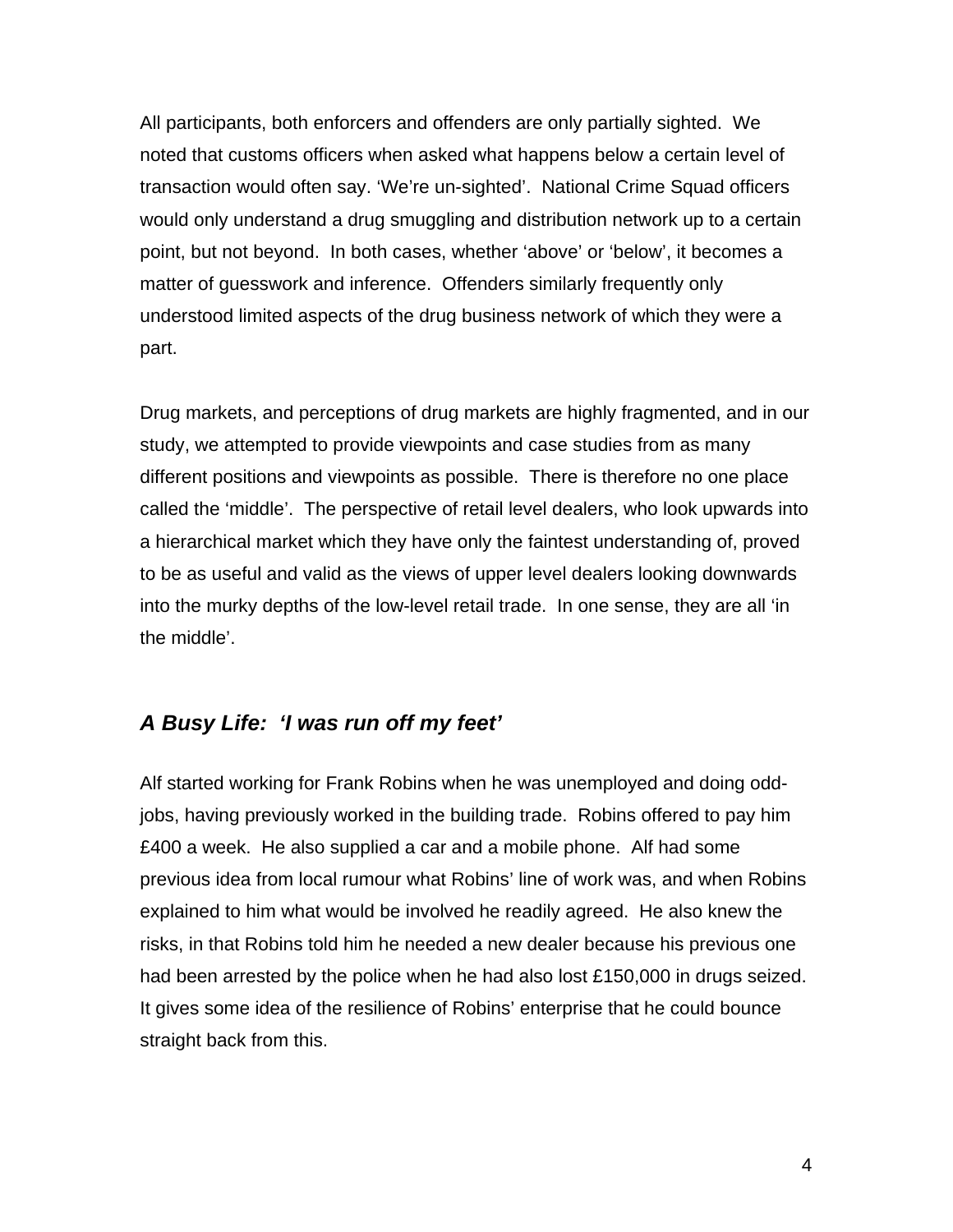All participants, both enforcers and offenders are only partially sighted. We noted that customs officers when asked what happens below a certain level of transaction would often say. 'We're un-sighted'. National Crime Squad officers would only understand a drug smuggling and distribution network up to a certain point, but not beyond. In both cases, whether 'above' or 'below', it becomes a matter of guesswork and inference. Offenders similarly frequently only understood limited aspects of the drug business network of which they were a part.

Drug markets, and perceptions of drug markets are highly fragmented, and in our study, we attempted to provide viewpoints and case studies from as many different positions and viewpoints as possible. There is therefore no one place called the 'middle'. The perspective of retail level dealers, who look upwards into a hierarchical market which they have only the faintest understanding of, proved to be as useful and valid as the views of upper level dealers looking downwards into the murky depths of the low-level retail trade. In one sense, they are all 'in the middle'.

## ***A Busy Life: 'I was run off my feet'***

Alf started working for Frank Robins when he was unemployed and doing odd-jobs, having previously worked in the building trade. Robins offered to pay him £400 a week. He also supplied a car and a mobile phone. Alf had some previous idea from local rumour what Robins' line of work was, and when Robins explained to him what would be involved he readily agreed. He also knew the risks, in that Robins told him he needed a new dealer because his previous one had been arrested by the police when he had also lost £150,000 in drugs seized. It gives some idea of the resilience of Robins' enterprise that he could bounce straight back from this.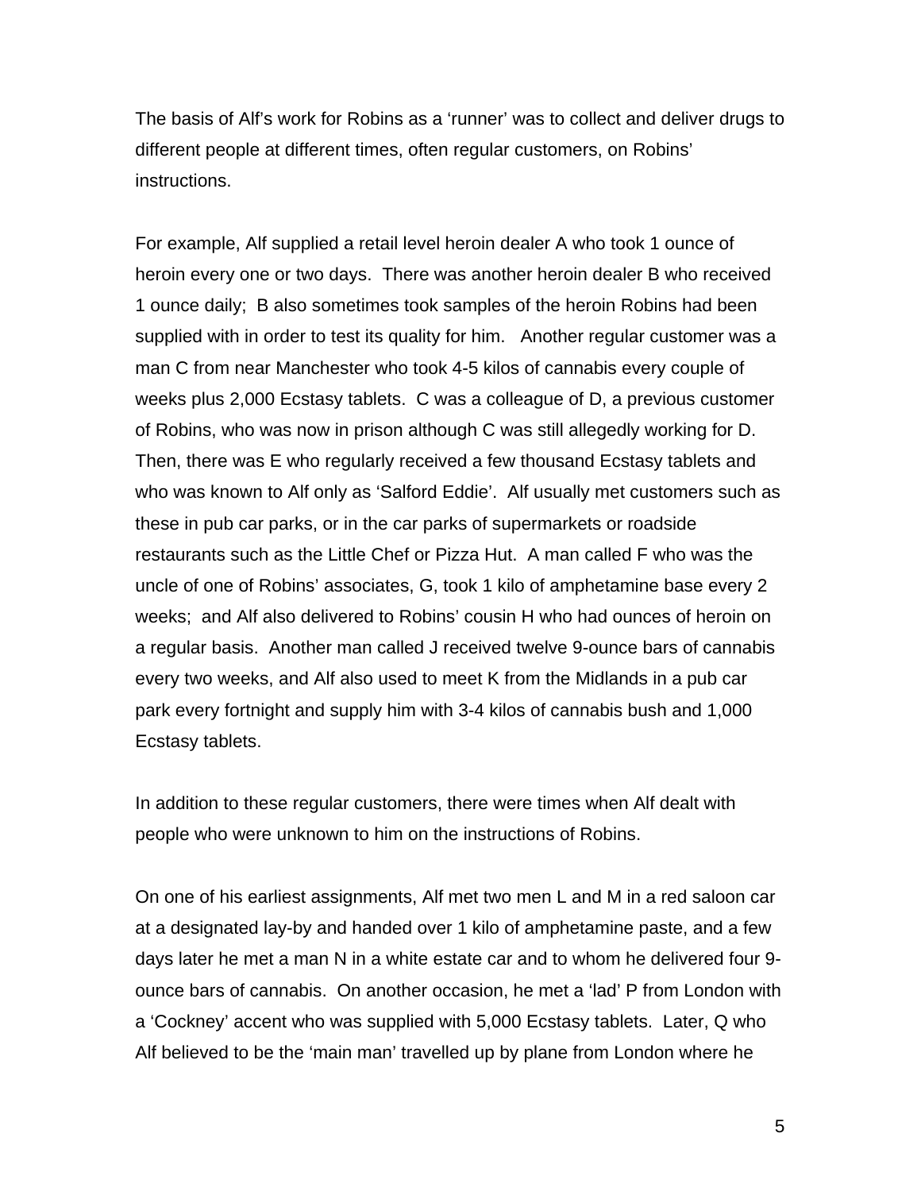The basis of Alf's work for Robins as a 'runner' was to collect and deliver drugs to different people at different times, often regular customers, on Robins' instructions.

For example, Alf supplied a retail level heroin dealer A who took 1 ounce of heroin every one or two days. There was another heroin dealer B who received 1 ounce daily; B also sometimes took samples of the heroin Robins had been supplied with in order to test its quality for him. Another regular customer was a man C from near Manchester who took 4-5 kilos of cannabis every couple of weeks plus 2,000 Ecstasy tablets. C was a colleague of D, a previous customer of Robins, who was now in prison although C was still allegedly working for D. Then, there was E who regularly received a few thousand Ecstasy tablets and who was known to Alf only as 'Salford Eddie'. Alf usually met customers such as these in pub car parks, or in the car parks of supermarkets or roadside restaurants such as the Little Chef or Pizza Hut. A man called F who was the uncle of one of Robins' associates, G, took 1 kilo of amphetamine base every 2 weeks; and Alf also delivered to Robins' cousin H who had ounces of heroin on a regular basis. Another man called J received twelve 9-ounce bars of cannabis every two weeks, and Alf also used to meet K from the Midlands in a pub car park every fortnight and supply him with 3-4 kilos of cannabis bush and 1,000 Ecstasy tablets.

In addition to these regular customers, there were times when Alf dealt with people who were unknown to him on the instructions of Robins.

On one of his earliest assignments, Alf met two men L and M in a red saloon car at a designated lay-by and handed over 1 kilo of amphetamine paste, and a few days later he met a man N in a white estate car and to whom he delivered four 9-ounce bars of cannabis. On another occasion, he met a 'lad' P from London with a 'Cockney' accent who was supplied with 5,000 Ecstasy tablets. Later, Q who Alf believed to be the 'main man' travelled up by plane from London where he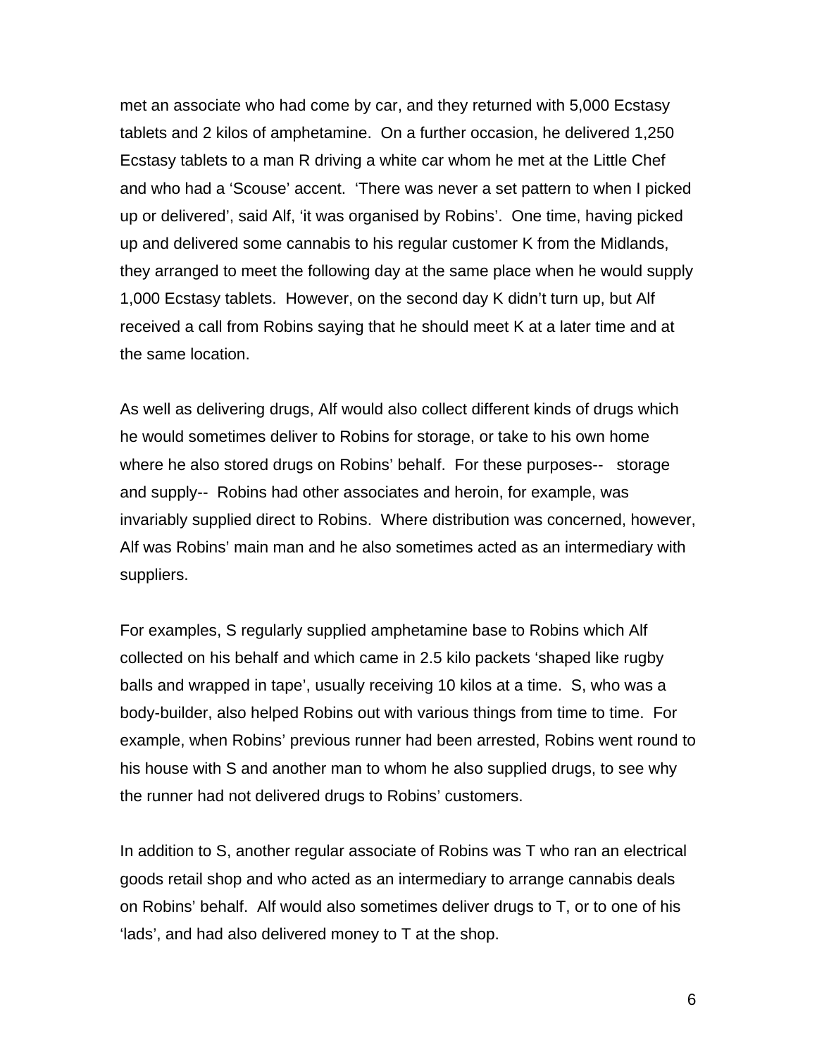met an associate who had come by car, and they returned with 5,000 Ecstasy tablets and 2 kilos of amphetamine. On a further occasion, he delivered 1,250 Ecstasy tablets to a man R driving a white car whom he met at the Little Chef and who had a 'Scouse' accent. 'There was never a set pattern to when I picked up or delivered', said Alf, 'it was organised by Robins'. One time, having picked up and delivered some cannabis to his regular customer K from the Midlands, they arranged to meet the following day at the same place when he would supply 1,000 Ecstasy tablets. However, on the second day K didn't turn up, but Alf received a call from Robins saying that he should meet K at a later time and at the same location.

As well as delivering drugs, Alf would also collect different kinds of drugs which he would sometimes deliver to Robins for storage, or take to his own home where he also stored drugs on Robins' behalf. For these purposes-- storage and supply-- Robins had other associates and heroin, for example, was invariably supplied direct to Robins. Where distribution was concerned, however, Alf was Robins' main man and he also sometimes acted as an intermediary with suppliers.

For examples, S regularly supplied amphetamine base to Robins which Alf collected on his behalf and which came in 2.5 kilo packets 'shaped like rugby balls and wrapped in tape', usually receiving 10 kilos at a time. S, who was a body-builder, also helped Robins out with various things from time to time. For example, when Robins' previous runner had been arrested, Robins went round to his house with S and another man to whom he also supplied drugs, to see why the runner had not delivered drugs to Robins' customers.

In addition to S, another regular associate of Robins was T who ran an electrical goods retail shop and who acted as an intermediary to arrange cannabis deals on Robins' behalf. Alf would also sometimes deliver drugs to T, or to one of his 'lads', and had also delivered money to T at the shop.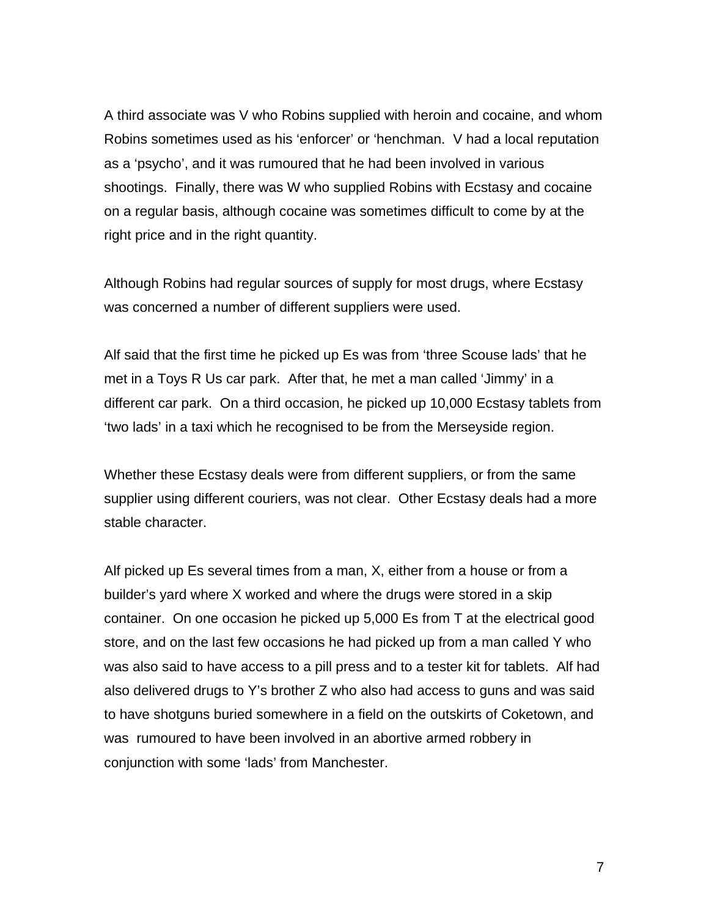A third associate was V who Robins supplied with heroin and cocaine, and whom Robins sometimes used as his 'enforcer' or 'henchman'. V had a local reputation as a 'psycho', and it was rumoured that he had been involved in various shootings. Finally, there was W who supplied Robins with Ecstasy and cocaine on a regular basis, although cocaine was sometimes difficult to come by at the right price and in the right quantity.

Although Robins had regular sources of supply for most drugs, where Ecstasy was concerned a number of different suppliers were used.

Alf said that the first time he picked up Es was from 'three Scouse lads' that he met in a Toys R Us car park. After that, he met a man called 'Jimmy' in a different car park. On a third occasion, he picked up 10,000 Ecstasy tablets from 'two lads' in a taxi which he recognised to be from the Merseyside region.

Whether these Ecstasy deals were from different suppliers, or from the same supplier using different couriers, was not clear. Other Ecstasy deals had a more stable character.

Alf picked up Es several times from a man, X, either from a house or from a builder's yard where X worked and where the drugs were stored in a skip container. On one occasion he picked up 5,000 Es from T at the electrical good store, and on the last few occasions he had picked up from a man called Y who was also said to have access to a pill press and to a tester kit for tablets. Alf had also delivered drugs to Y's brother Z who also had access to guns and was said to have shotguns buried somewhere in a field on the outskirts of Coketown, and was rumoured to have been involved in an abortive armed robbery in conjunction with some 'lads' from Manchester.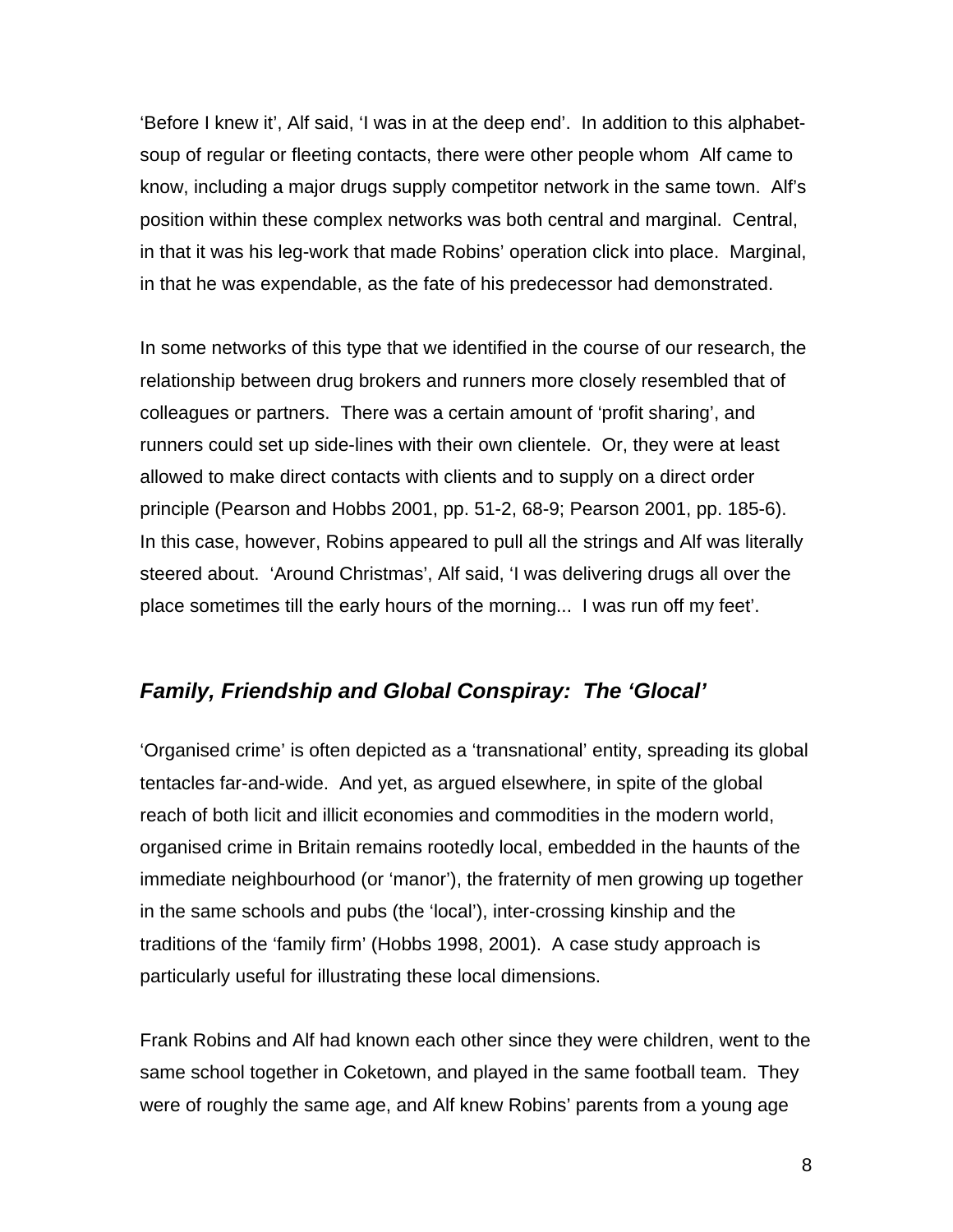'Before I knew it', Alf said, 'I was in at the deep end'. In addition to this alphabet-soup of regular or fleeting contacts, there were other people whom Alf came to know, including a major drugs supply competitor network in the same town. Alf's position within these complex networks was both central and marginal. Central, in that it was his leg-work that made Robins' operation click into place. Marginal, in that he was expendable, as the fate of his predecessor had demonstrated.

In some networks of this type that we identified in the course of our research, the relationship between drug brokers and runners more closely resembled that of colleagues or partners. There was a certain amount of 'profit sharing', and runners could set up side-lines with their own clientele. Or, they were at least allowed to make direct contacts with clients and to supply on a direct order principle (Pearson and Hobbs 2001, pp. 51-2, 68-9; Pearson 2001, pp. 185-6). In this case, however, Robins appeared to pull all the strings and Alf was literally steered about. 'Around Christmas', Alf said, 'I was delivering drugs all over the place sometimes till the early hours of the morning... I was run off my feet'.

## *Family, Friendship and Global Conspiray: The 'Glocal'*

'Organised crime' is often depicted as a 'transnational' entity, spreading its global tentacles far-and-wide. And yet, as argued elsewhere, in spite of the global reach of both licit and illicit economies and commodities in the modern world, organised crime in Britain remains rootedly local, embedded in the haunts of the immediate neighbourhood (or 'manor'), the fraternity of men growing up together in the same schools and pubs (the 'local'), inter-crossing kinship and the traditions of the 'family firm' (Hobbs 1998, 2001). A case study approach is particularly useful for illustrating these local dimensions.

Frank Robins and Alf had known each other since they were children, went to the same school together in Coketown, and played in the same football team. They were of roughly the same age, and Alf knew Robins' parents from a young age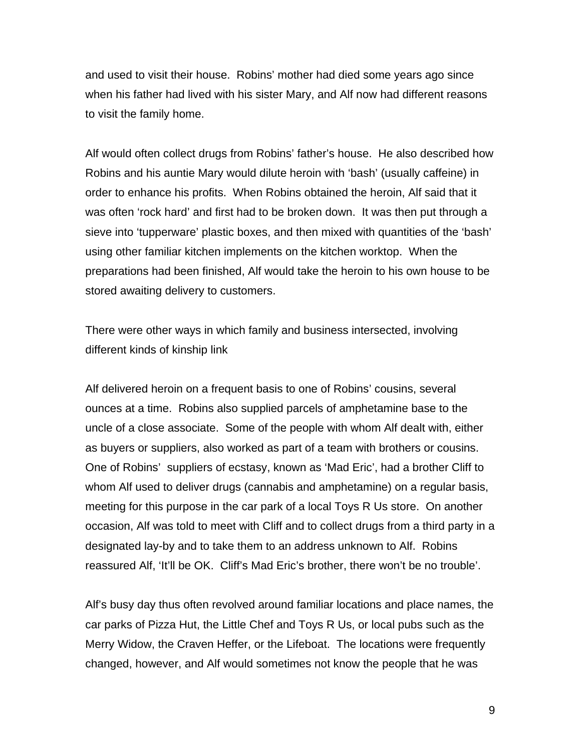and used to visit their house. Robins' mother had died some years ago since when his father had lived with his sister Mary, and Alf now had different reasons to visit the family home.

Alf would often collect drugs from Robins' father's house. He also described how Robins and his auntie Mary would dilute heroin with 'bash' (usually caffeine) in order to enhance his profits. When Robins obtained the heroin, Alf said that it was often 'rock hard' and first had to be broken down. It was then put through a sieve into 'tupperware' plastic boxes, and then mixed with quantities of the 'bash' using other familiar kitchen implements on the kitchen worktop. When the preparations had been finished, Alf would take the heroin to his own house to be stored awaiting delivery to customers.

There were other ways in which family and business intersected, involving different kinds of kinship link

Alf delivered heroin on a frequent basis to one of Robins' cousins, several ounces at a time. Robins also supplied parcels of amphetamine base to the uncle of a close associate. Some of the people with whom Alf dealt with, either as buyers or suppliers, also worked as part of a team with brothers or cousins. One of Robins' suppliers of ecstasy, known as 'Mad Eric', had a brother Cliff to whom Alf used to deliver drugs (cannabis and amphetamine) on a regular basis, meeting for this purpose in the car park of a local Toys R Us store. On another occasion, Alf was told to meet with Cliff and to collect drugs from a third party in a designated lay-by and to take them to an address unknown to Alf. Robins reassured Alf, 'It'll be OK. Cliff's Mad Eric's brother, there won't be no trouble'.

Alf's busy day thus often revolved around familiar locations and place names, the car parks of Pizza Hut, the Little Chef and Toys R Us, or local pubs such as the Merry Widow, the Craven Heffer, or the Lifeboat. The locations were frequently changed, however, and Alf would sometimes not know the people that he was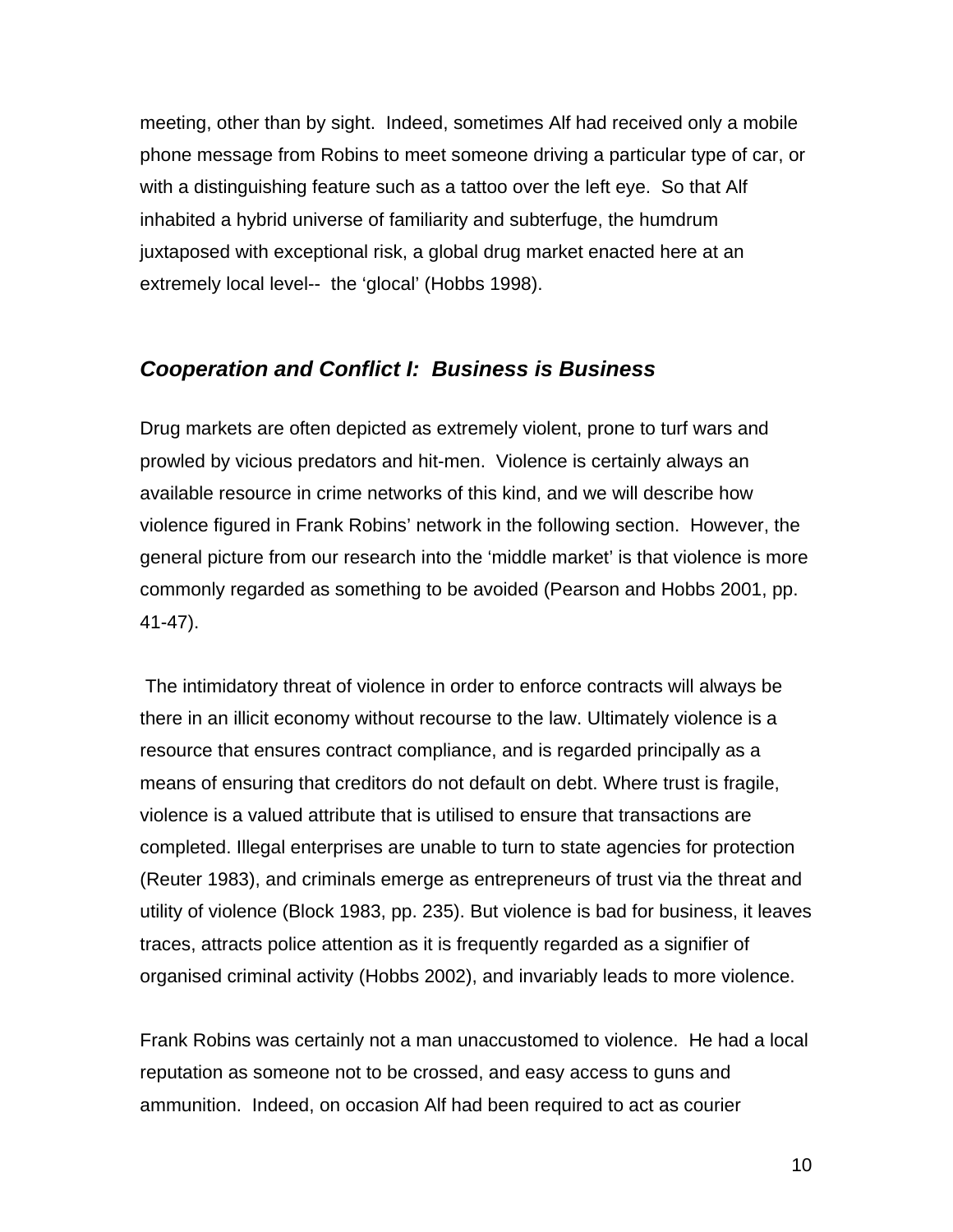meeting, other than by sight. Indeed, sometimes Alf had received only a mobile phone message from Robins to meet someone driving a particular type of car, or with a distinguishing feature such as a tattoo over the left eye. So that Alf inhabited a hybrid universe of familiarity and subterfuge, the humdrum juxtaposed with exceptional risk, a global drug market enacted here at an extremely local level-- the 'glocal' (Hobbs 1998).

## *Cooperation and Conflict I: Business is Business*

Drug markets are often depicted as extremely violent, prone to turf wars and prowled by vicious predators and hit-men. Violence is certainly always an available resource in crime networks of this kind, and we will describe how violence figured in Frank Robins' network in the following section. However, the general picture from our research into the 'middle market' is that violence is more commonly regarded as something to be avoided (Pearson and Hobbs 2001, pp. 41-47).

The intimidatory threat of violence in order to enforce contracts will always be there in an illicit economy without recourse to the law. Ultimately violence is a resource that ensures contract compliance, and is regarded principally as a means of ensuring that creditors do not default on debt. Where trust is fragile, violence is a valued attribute that is utilised to ensure that transactions are completed. Illegal enterprises are unable to turn to state agencies for protection (Reuter 1983), and criminals emerge as entrepreneurs of trust via the threat and utility of violence (Block 1983, pp. 235). But violence is bad for business, it leaves traces, attracts police attention as it is frequently regarded as a signifier of organised criminal activity (Hobbs 2002), and invariably leads to more violence.

Frank Robins was certainly not a man unaccustomed to violence. He had a local reputation as someone not to be crossed, and easy access to guns and ammunition. Indeed, on occasion Alf had been required to act as courier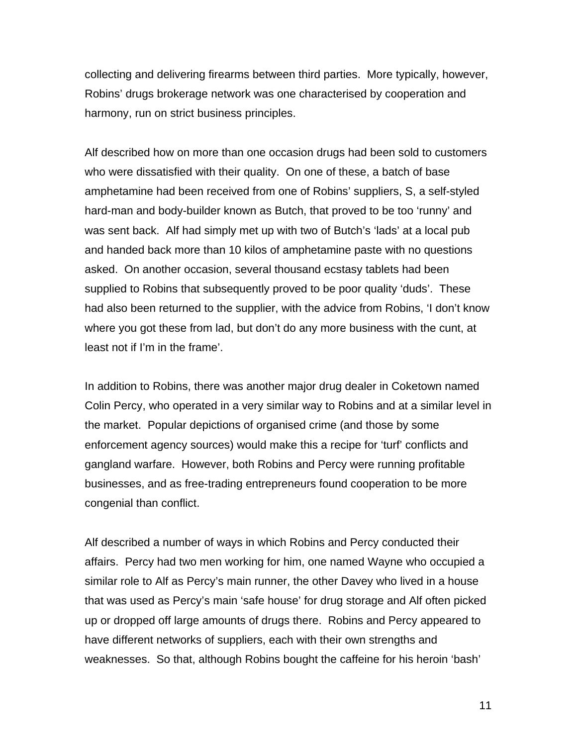collecting and delivering firearms between third parties. More typically, however, Robins' drugs brokerage network was one characterised by cooperation and harmony, run on strict business principles.

Alf described how on more than one occasion drugs had been sold to customers who were dissatisfied with their quality. On one of these, a batch of base amphetamine had been received from one of Robins' suppliers, S, a self-styled hard-man and body-builder known as Butch, that proved to be too 'runny' and was sent back. Alf had simply met up with two of Butch's 'lads' at a local pub and handed back more than 10 kilos of amphetamine paste with no questions asked. On another occasion, several thousand ecstasy tablets had been supplied to Robins that subsequently proved to be poor quality 'duds'. These had also been returned to the supplier, with the advice from Robins, 'I don't know where you got these from lad, but don't do any more business with the cunt, at least not if I'm in the frame'.

In addition to Robins, there was another major drug dealer in Coketown named Colin Percy, who operated in a very similar way to Robins and at a similar level in the market. Popular depictions of organised crime (and those by some enforcement agency sources) would make this a recipe for 'turf' conflicts and gangland warfare. However, both Robins and Percy were running profitable businesses, and as free-trading entrepreneurs found cooperation to be more congenial than conflict.

Alf described a number of ways in which Robins and Percy conducted their affairs. Percy had two men working for him, one named Wayne who occupied a similar role to Alf as Percy's main runner, the other Davey who lived in a house that was used as Percy's main 'safe house' for drug storage and Alf often picked up or dropped off large amounts of drugs there. Robins and Percy appeared to have different networks of suppliers, each with their own strengths and weaknesses. So that, although Robins bought the caffeine for his heroin 'bash'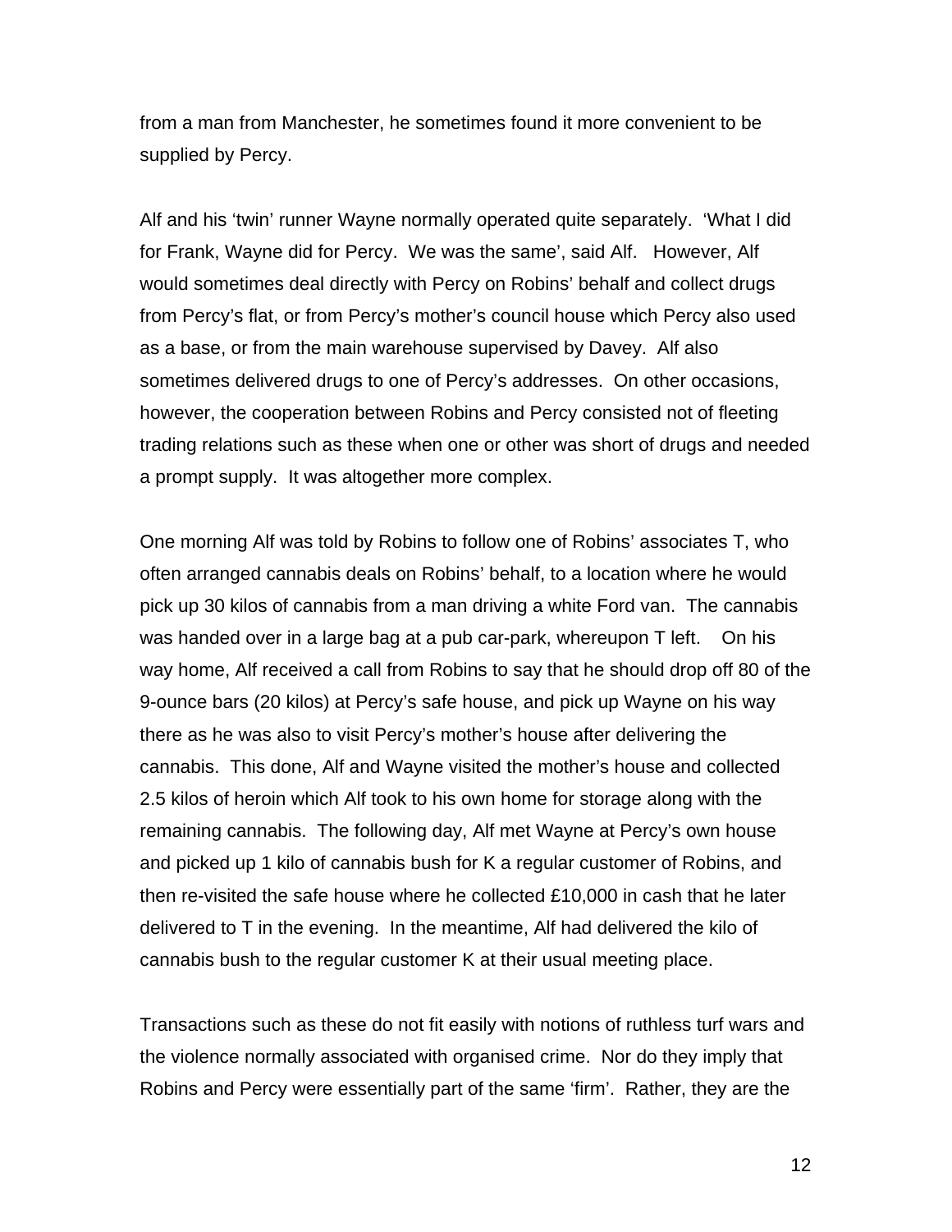from a man from Manchester, he sometimes found it more convenient to be supplied by Percy.

Alf and his 'twin' runner Wayne normally operated quite separately. 'What I did for Frank, Wayne did for Percy. We was the same', said Alf. However, Alf would sometimes deal directly with Percy on Robins' behalf and collect drugs from Percy's flat, or from Percy's mother's council house which Percy also used as a base, or from the main warehouse supervised by Davey. Alf also sometimes delivered drugs to one of Percy's addresses. On other occasions, however, the cooperation between Robins and Percy consisted not of fleeting trading relations such as these when one or other was short of drugs and needed a prompt supply. It was altogether more complex.

One morning Alf was told by Robins to follow one of Robins' associates T, who often arranged cannabis deals on Robins' behalf, to a location where he would pick up 30 kilos of cannabis from a man driving a white Ford van. The cannabis was handed over in a large bag at a pub car-park, whereupon T left. On his way home, Alf received a call from Robins to say that he should drop off 80 of the 9-ounce bars (20 kilos) at Percy's safe house, and pick up Wayne on his way there as he was also to visit Percy's mother's house after delivering the cannabis. This done, Alf and Wayne visited the mother's house and collected 2.5 kilos of heroin which Alf took to his own home for storage along with the remaining cannabis. The following day, Alf met Wayne at Percy's own house and picked up 1 kilo of cannabis bush for K a regular customer of Robins, and then re-visited the safe house where he collected £10,000 in cash that he later delivered to T in the evening. In the meantime, Alf had delivered the kilo of cannabis bush to the regular customer K at their usual meeting place.

Transactions such as these do not fit easily with notions of ruthless turf wars and the violence normally associated with organised crime. Nor do they imply that Robins and Percy were essentially part of the same 'firm'. Rather, they are the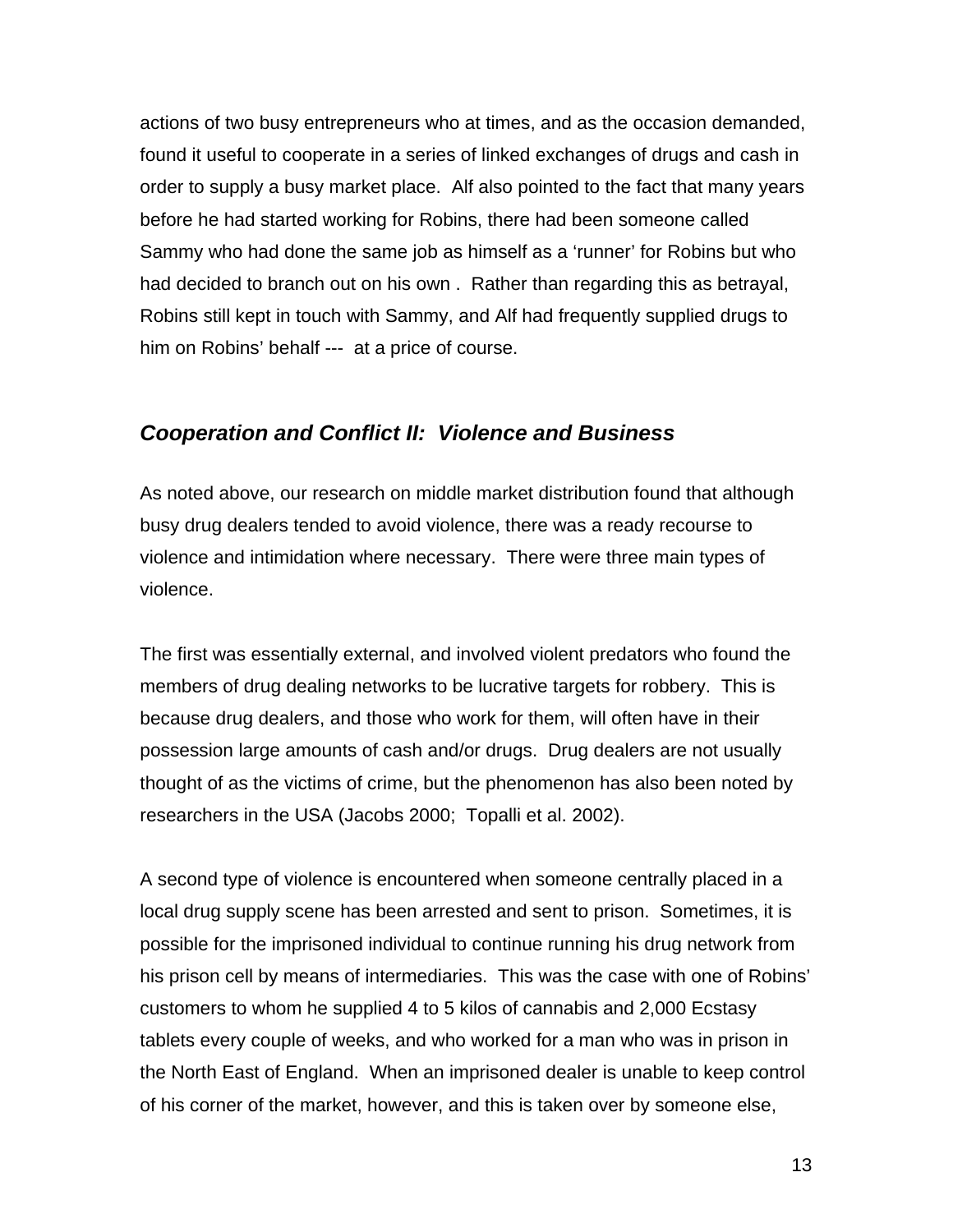actions of two busy entrepreneurs who at times, and as the occasion demanded, found it useful to cooperate in a series of linked exchanges of drugs and cash in order to supply a busy market place. Alf also pointed to the fact that many years before he had started working for Robins, there had been someone called Sammy who had done the same job as himself as a 'runner' for Robins but who had decided to branch out on his own . Rather than regarding this as betrayal, Robins still kept in touch with Sammy, and Alf had frequently supplied drugs to him on Robins' behalf --- at a price of course.

## *Cooperation and Conflict II: Violence and Business*

As noted above, our research on middle market distribution found that although busy drug dealers tended to avoid violence, there was a ready recourse to violence and intimidation where necessary. There were three main types of violence.

The first was essentially external, and involved violent predators who found the members of drug dealing networks to be lucrative targets for robbery. This is because drug dealers, and those who work for them, will often have in their possession large amounts of cash and/or drugs. Drug dealers are not usually thought of as the victims of crime, but the phenomenon has also been noted by researchers in the USA (Jacobs 2000; Topalli et al. 2002).

A second type of violence is encountered when someone centrally placed in a local drug supply scene has been arrested and sent to prison. Sometimes, it is possible for the imprisoned individual to continue running his drug network from his prison cell by means of intermediaries. This was the case with one of Robins' customers to whom he supplied 4 to 5 kilos of cannabis and 2,000 Ecstasy tablets every couple of weeks, and who worked for a man who was in prison in the North East of England. When an imprisoned dealer is unable to keep control of his corner of the market, however, and this is taken over by someone else,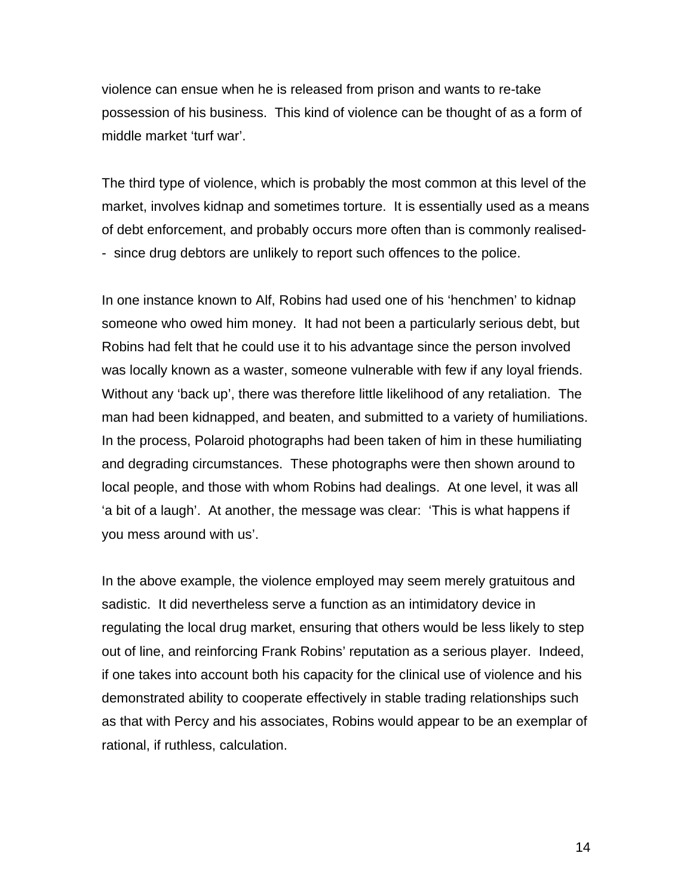violence can ensue when he is released from prison and wants to re-take possession of his business. This kind of violence can be thought of as a form of middle market 'turf war'.

The third type of violence, which is probably the most common at this level of the market, involves kidnap and sometimes torture. It is essentially used as a means of debt enforcement, and probably occurs more often than is commonly realised-- since drug debtors are unlikely to report such offences to the police.

In one instance known to Alf, Robins had used one of his 'henchmen' to kidnap someone who owed him money. It had not been a particularly serious debt, but Robins had felt that he could use it to his advantage since the person involved was locally known as a waster, someone vulnerable with few if any loyal friends. Without any 'back up', there was therefore little likelihood of any retaliation. The man had been kidnapped, and beaten, and submitted to a variety of humiliations. In the process, Polaroid photographs had been taken of him in these humiliating and degrading circumstances. These photographs were then shown around to local people, and those with whom Robins had dealings. At one level, it was all 'a bit of a laugh'. At another, the message was clear: 'This is what happens if you mess around with us'.

In the above example, the violence employed may seem merely gratuitous and sadistic. It did nevertheless serve a function as an intimidatory device in regulating the local drug market, ensuring that others would be less likely to step out of line, and reinforcing Frank Robins' reputation as a serious player. Indeed, if one takes into account both his capacity for the clinical use of violence and his demonstrated ability to cooperate effectively in stable trading relationships such as that with Percy and his associates, Robins would appear to be an exemplar of rational, if ruthless, calculation.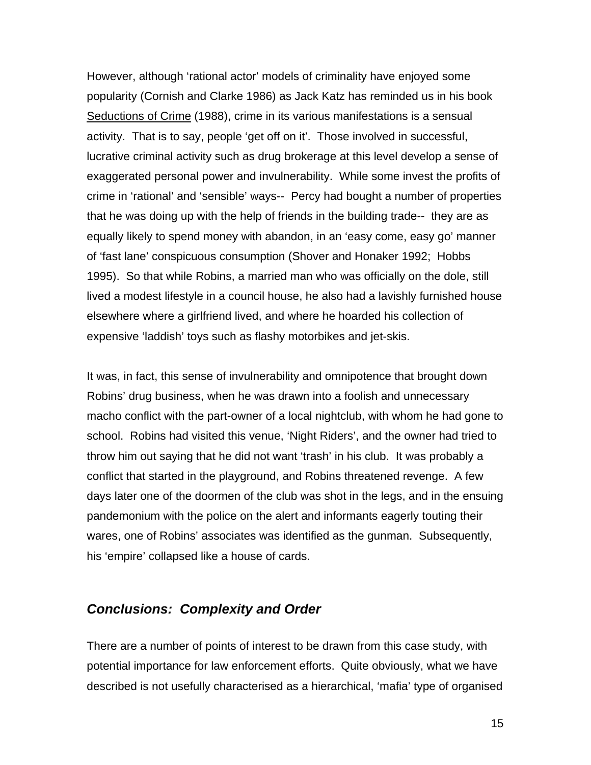However, although ‘rational actor’ models of criminality have enjoyed some popularity (Cornish and Clarke 1986) as Jack Katz has reminded us in his book Seductions of Crime (1988), crime in its various manifestations is a sensual activity. That is to say, people ‘get off on it’. Those involved in successful, lucrative criminal activity such as drug brokerage at this level develop a sense of exaggerated personal power and invulnerability. While some invest the profits of crime in ‘rational’ and ‘sensible’ ways-- Percy had bought a number of properties that he was doing up with the help of friends in the building trade-- they are as equally likely to spend money with abandon, in an ‘easy come, easy go’ manner of ‘fast lane’ conspicuous consumption (Shover and Honaker 1992; Hobbs 1995). So that while Robins, a married man who was officially on the dole, still lived a modest lifestyle in a council house, he also had a lavishly furnished house elsewhere where a girlfriend lived, and where he hoarded his collection of expensive ‘laddish’ toys such as flashy motorbikes and jet-skis.

It was, in fact, this sense of invulnerability and omnipotence that brought down Robins’ drug business, when he was drawn into a foolish and unnecessary macho conflict with the part-owner of a local nightclub, with whom he had gone to school. Robins had visited this venue, ‘Night Riders’, and the owner had tried to throw him out saying that he did not want ‘trash’ in his club. It was probably a conflict that started in the playground, and Robins threatened revenge. A few days later one of the doormen of the club was shot in the legs, and in the ensuing pandemonium with the police on the alert and informants eagerly touting their wares, one of Robins’ associates was identified as the gunman. Subsequently, his ‘empire’ collapsed like a house of cards.

## *Conclusions: Complexity and Order*

There are a number of points of interest to be drawn from this case study, with potential importance for law enforcement efforts. Quite obviously, what we have described is not usefully characterised as a hierarchical, ‘mafia’ type of organised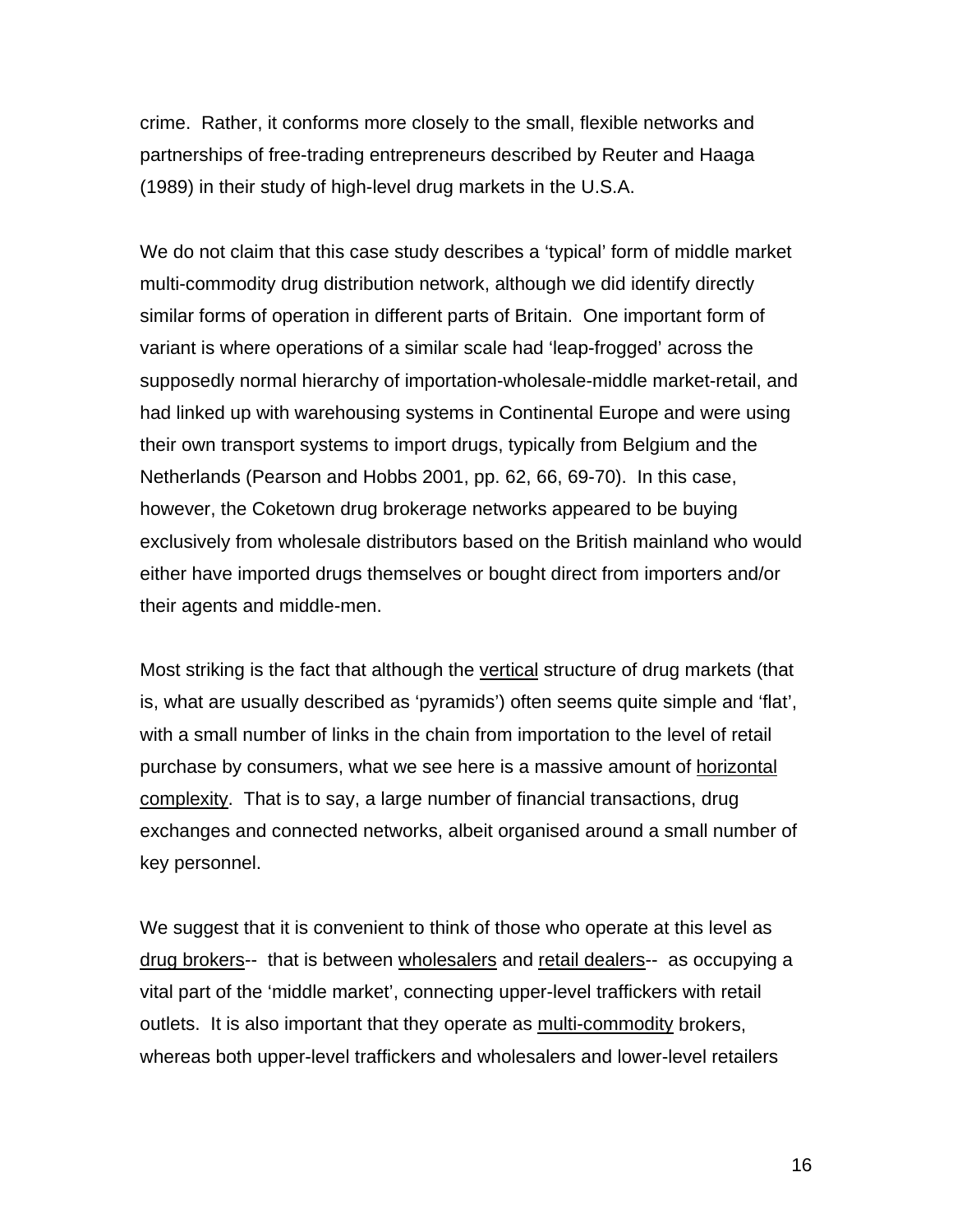crime. Rather, it conforms more closely to the small, flexible networks and partnerships of free-trading entrepreneurs described by Reuter and Haaga (1989) in their study of high-level drug markets in the U.S.A.

We do not claim that this case study describes a 'typical' form of middle market multi-commodity drug distribution network, although we did identify directly similar forms of operation in different parts of Britain. One important form of variant is where operations of a similar scale had 'leap-frogged' across the supposedly normal hierarchy of importation-wholesale-middle market-retail, and had linked up with warehousing systems in Continental Europe and were using their own transport systems to import drugs, typically from Belgium and the Netherlands (Pearson and Hobbs 2001, pp. 62, 66, 69-70). In this case, however, the Coketown drug brokerage networks appeared to be buying exclusively from wholesale distributors based on the British mainland who would either have imported drugs themselves or bought direct from importers and/or their agents and middle-men.

Most striking is the fact that although the <u>vertical</u> structure of drug markets (that is, what are usually described as 'pyramids') often seems quite simple and 'flat', with a small number of links in the chain from importation to the level of retail purchase by consumers, what we see here is a massive amount of <u>horizontal complexity</u>. That is to say, a large number of financial transactions, drug exchanges and connected networks, albeit organised around a small number of key personnel.

We suggest that it is convenient to think of those who operate at this level as <u>drug brokers</u>-- that is between <u>wholesalers</u> and <u>retail dealers</u>-- as occupying a vital part of the 'middle market', connecting upper-level traffickers with retail outlets. It is also important that they operate as <u>multi-commodity</u> brokers, whereas both upper-level traffickers and wholesalers and lower-level retailers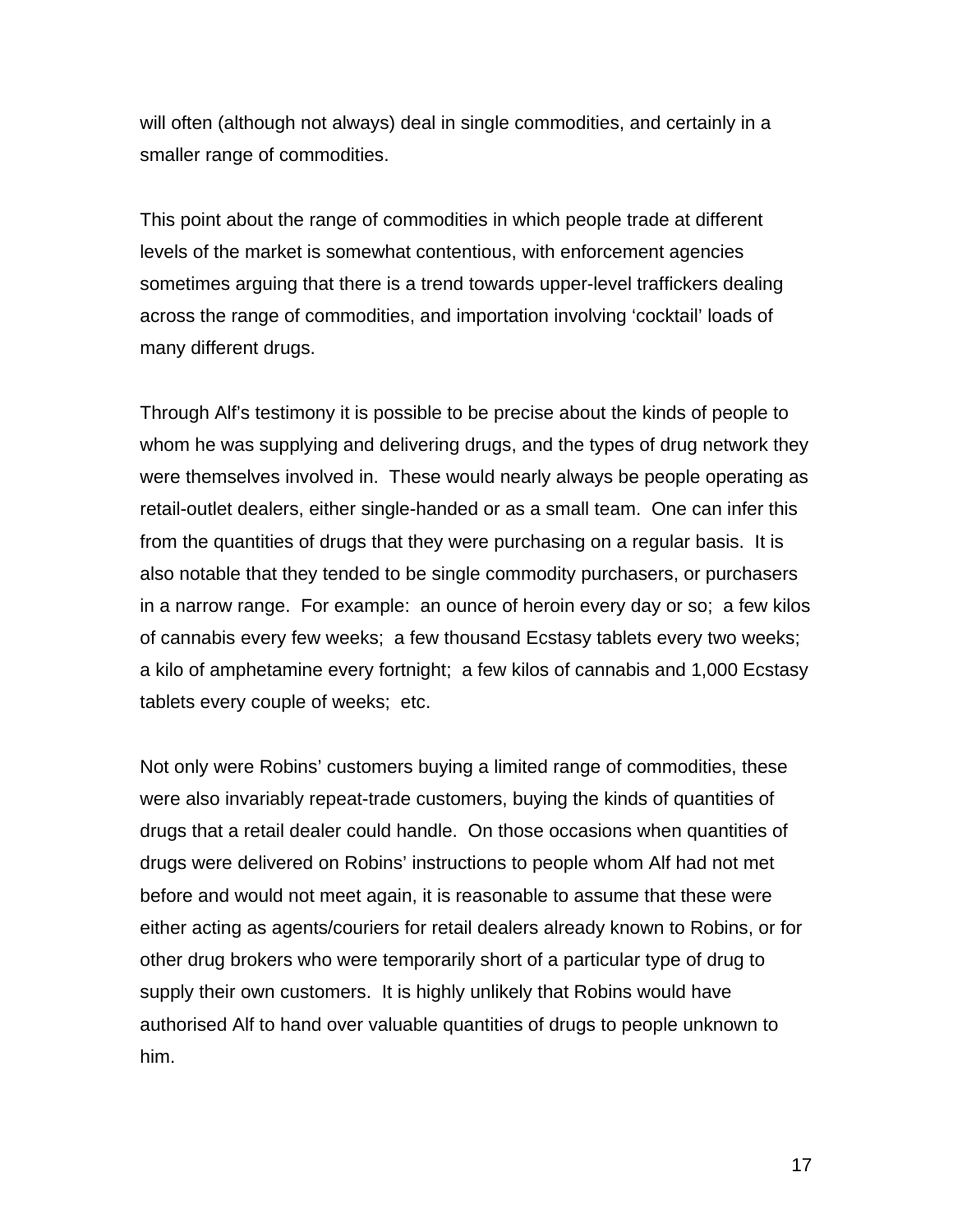will often (although not always) deal in single commodities, and certainly in a smaller range of commodities.

This point about the range of commodities in which people trade at different levels of the market is somewhat contentious, with enforcement agencies sometimes arguing that there is a trend towards upper-level traffickers dealing across the range of commodities, and importation involving 'cocktail' loads of many different drugs.

Through Alf's testimony it is possible to be precise about the kinds of people to whom he was supplying and delivering drugs, and the types of drug network they were themselves involved in. These would nearly always be people operating as retail-outlet dealers, either single-handed or as a small team. One can infer this from the quantities of drugs that they were purchasing on a regular basis. It is also notable that they tended to be single commodity purchasers, or purchasers in a narrow range. For example: an ounce of heroin every day or so; a few kilos of cannabis every few weeks; a few thousand Ecstasy tablets every two weeks; a kilo of amphetamine every fortnight; a few kilos of cannabis and 1,000 Ecstasy tablets every couple of weeks; etc.

Not only were Robins' customers buying a limited range of commodities, these were also invariably repeat-trade customers, buying the kinds of quantities of drugs that a retail dealer could handle. On those occasions when quantities of drugs were delivered on Robins' instructions to people whom Alf had not met before and would not meet again, it is reasonable to assume that these were either acting as agents/couriers for retail dealers already known to Robins, or for other drug brokers who were temporarily short of a particular type of drug to supply their own customers. It is highly unlikely that Robins would have authorised Alf to hand over valuable quantities of drugs to people unknown to him.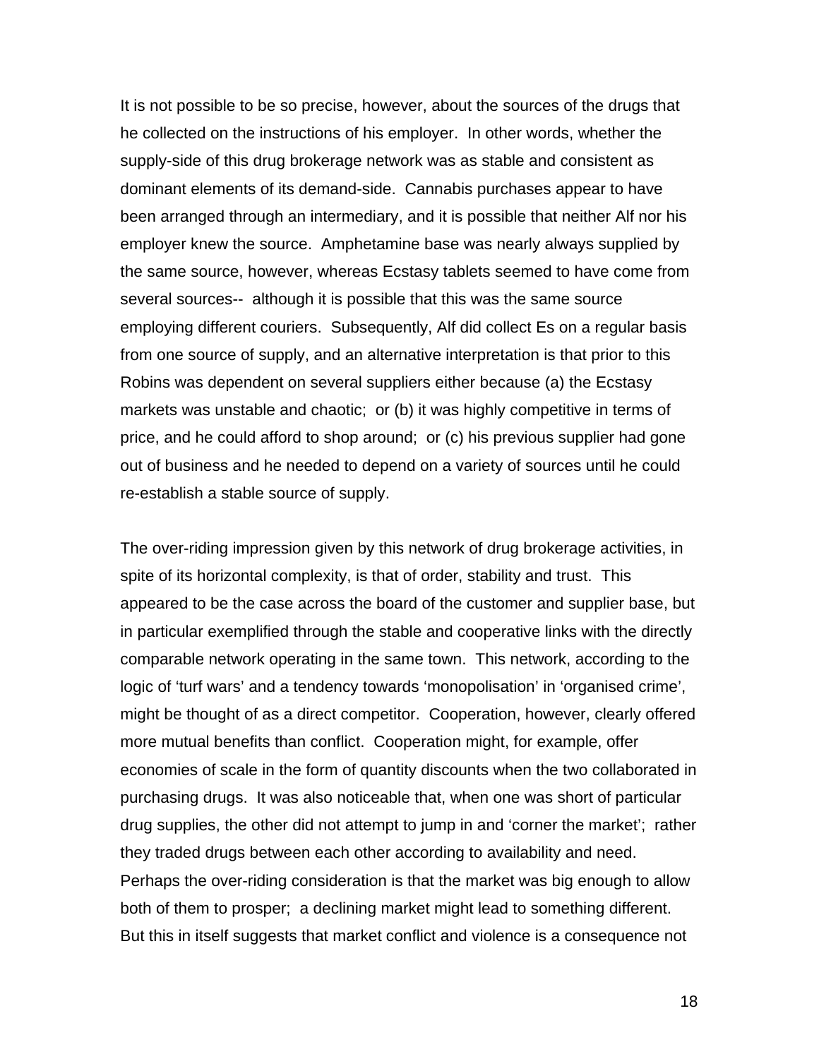It is not possible to be so precise, however, about the sources of the drugs that he collected on the instructions of his employer. In other words, whether the supply-side of this drug brokerage network was as stable and consistent as dominant elements of its demand-side. Cannabis purchases appear to have been arranged through an intermediary, and it is possible that neither Alf nor his employer knew the source. Amphetamine base was nearly always supplied by the same source, however, whereas Ecstasy tablets seemed to have come from several sources-- although it is possible that this was the same source employing different couriers. Subsequently, Alf did collect Es on a regular basis from one source of supply, and an alternative interpretation is that prior to this Robins was dependent on several suppliers either because (a) the Ecstasy markets was unstable and chaotic; or (b) it was highly competitive in terms of price, and he could afford to shop around; or (c) his previous supplier had gone out of business and he needed to depend on a variety of sources until he could re-establish a stable source of supply.

The over-riding impression given by this network of drug brokerage activities, in spite of its horizontal complexity, is that of order, stability and trust. This appeared to be the case across the board of the customer and supplier base, but in particular exemplified through the stable and cooperative links with the directly comparable network operating in the same town. This network, according to the logic of 'turf wars' and a tendency towards 'monopolisation' in 'organised crime', might be thought of as a direct competitor. Cooperation, however, clearly offered more mutual benefits than conflict. Cooperation might, for example, offer economies of scale in the form of quantity discounts when the two collaborated in purchasing drugs. It was also noticeable that, when one was short of particular drug supplies, the other did not attempt to jump in and 'corner the market'; rather they traded drugs between each other according to availability and need. Perhaps the over-riding consideration is that the market was big enough to allow both of them to prosper; a declining market might lead to something different. But this in itself suggests that market conflict and violence is a consequence not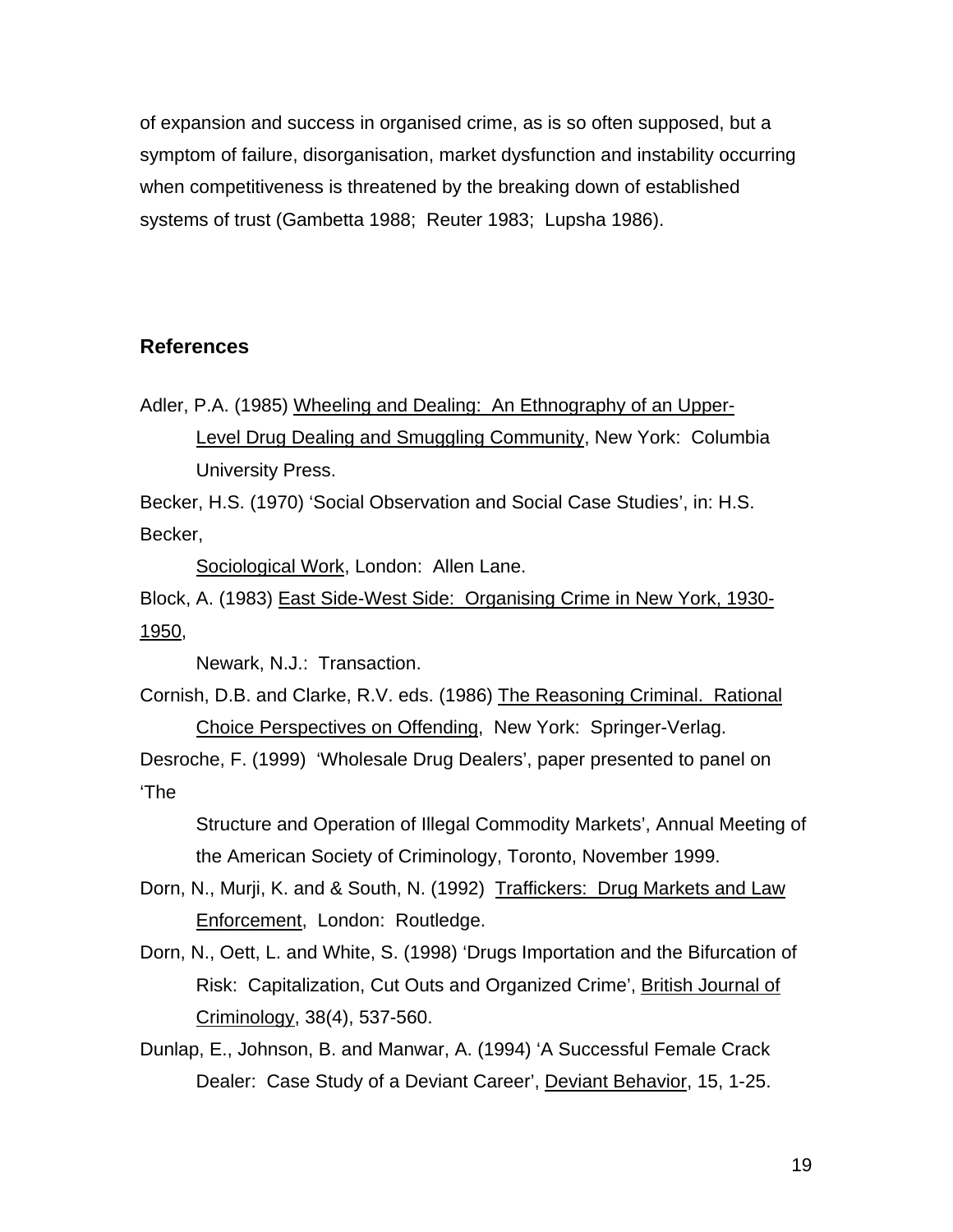of expansion and success in organised crime, as is so often supposed, but a symptom of failure, disorganisation, market dysfunction and instability occurring when competitiveness is threatened by the breaking down of established systems of trust (Gambetta 1988;  Reuter 1983;  Lupsha 1986).

## References

Adler, P.A. (1985) Wheeling and Dealing:  An Ethnography of an Upper-Level Drug Dealing and Smuggling Community, New York:  Columbia University Press.

Becker, H.S. (1970) 'Social Observation and Social Case Studies', in: H.S. Becker, Sociological Work, London:  Allen Lane.

Block, A. (1983) East Side-West Side:  Organising Crime in New York, 1930-1950, Newark, N.J.:  Transaction.

Cornish, D.B. and Clarke, R.V. eds. (1986) The Reasoning Criminal.  Rational Choice Perspectives on Offending,  New York:  Springer-Verlag.

Desroche, F. (1999)  'Wholesale Drug Dealers', paper presented to panel on 'The Structure and Operation of Illegal Commodity Markets', Annual Meeting of the American Society of Criminology, Toronto, November 1999.

Dorn, N., Murji, K. and & South, N. (1992)  Traffickers:  Drug Markets and Law Enforcement,  London:  Routledge.

Dorn, N., Oett, L. and White, S. (1998) 'Drugs Importation and the Bifurcation of Risk:  Capitalization, Cut Outs and Organized Crime', British Journal of Criminology, 38(4), 537-560.

Dunlap, E., Johnson, B. and Manwar, A. (1994) 'A Successful Female Crack Dealer:  Case Study of a Deviant Career', Deviant Behavior, 15, 1-25.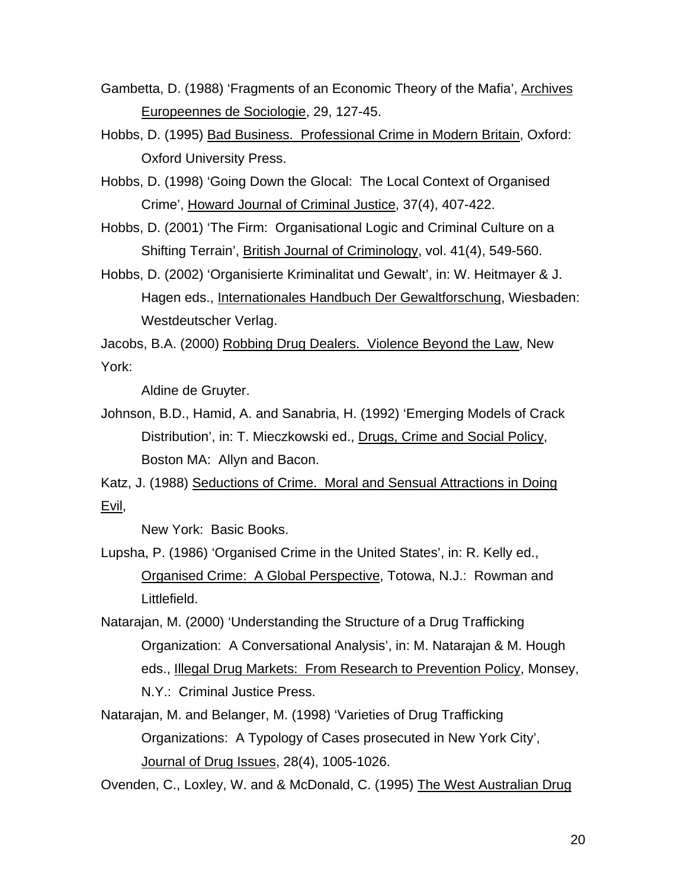Gambetta, D. (1988) 'Fragments of an Economic Theory of the Mafia', Archives Europeennes de Sociologie, 29, 127-45.

Hobbs, D. (1995) Bad Business. Professional Crime in Modern Britain, Oxford: Oxford University Press.

Hobbs, D. (1998) 'Going Down the Glocal: The Local Context of Organised Crime', Howard Journal of Criminal Justice, 37(4), 407-422.

Hobbs, D. (2001) 'The Firm: Organisational Logic and Criminal Culture on a Shifting Terrain', British Journal of Criminology, vol. 41(4), 549-560.

Hobbs, D. (2002) 'Organisierte Kriminalitat und Gewalt', in: W. Heitmayer & J. Hagen eds., Internationales Handbuch Der Gewaltforschung, Wiesbaden: Westdeutscher Verlag.

Jacobs, B.A. (2000) Robbing Drug Dealers. Violence Beyond the Law, New York: Aldine de Gruyter.

Johnson, B.D., Hamid, A. and Sanabria, H. (1992) 'Emerging Models of Crack Distribution', in: T. Mieczkowski ed., Drugs, Crime and Social Policy, Boston MA: Allyn and Bacon.

Katz, J. (1988) Seductions of Crime. Moral and Sensual Attractions in Doing Evil, New York: Basic Books.

Lupsha, P. (1986) 'Organised Crime in the United States', in: R. Kelly ed., Organised Crime: A Global Perspective, Totowa, N.J.: Rowman and Littlefield.

Natarajan, M. (2000) 'Understanding the Structure of a Drug Trafficking Organization: A Conversational Analysis', in: M. Natarajan & M. Hough eds., Illegal Drug Markets: From Research to Prevention Policy, Monsey, N.Y.: Criminal Justice Press.

Natarajan, M. and Belanger, M. (1998) 'Varieties of Drug Trafficking Organizations: A Typology of Cases prosecuted in New York City', Journal of Drug Issues, 28(4), 1005-1026.

Ovenden, C., Loxley, W. and & McDonald, C. (1995) The West Australian Drug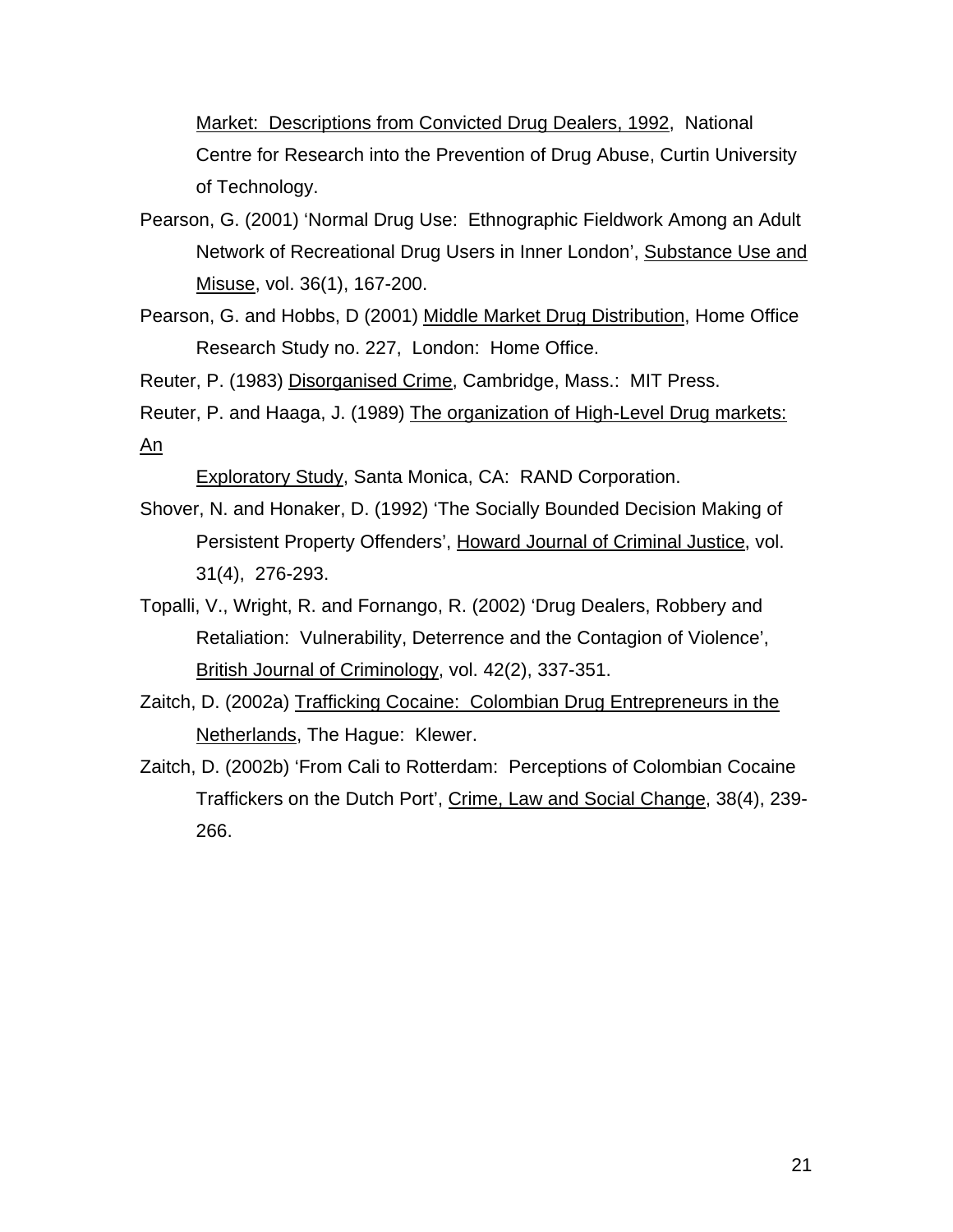Market: Descriptions from Convicted Drug Dealers, 1992, National Centre for Research into the Prevention of Drug Abuse, Curtin University of Technology.

Pearson, G. (2001) 'Normal Drug Use: Ethnographic Fieldwork Among an Adult Network of Recreational Drug Users in Inner London', Substance Use and Misuse, vol. 36(1), 167-200.

Pearson, G. and Hobbs, D (2001) Middle Market Drug Distribution, Home Office Research Study no. 227, London: Home Office.

Reuter, P. (1983) Disorganised Crime, Cambridge, Mass.: MIT Press.

Reuter, P. and Haaga, J. (1989) The organization of High-Level Drug markets: An Exploratory Study, Santa Monica, CA: RAND Corporation.

Shover, N. and Honaker, D. (1992) 'The Socially Bounded Decision Making of Persistent Property Offenders', Howard Journal of Criminal Justice, vol. 31(4), 276-293.

Topalli, V., Wright, R. and Fornango, R. (2002) 'Drug Dealers, Robbery and Retaliation: Vulnerability, Deterrence and the Contagion of Violence', British Journal of Criminology, vol. 42(2), 337-351.

Zaitch, D. (2002a) Trafficking Cocaine: Colombian Drug Entrepreneurs in the Netherlands, The Hague: Klewer.

Zaitch, D. (2002b) 'From Cali to Rotterdam: Perceptions of Colombian Cocaine Traffickers on the Dutch Port', Crime, Law and Social Change, 38(4), 239-266.